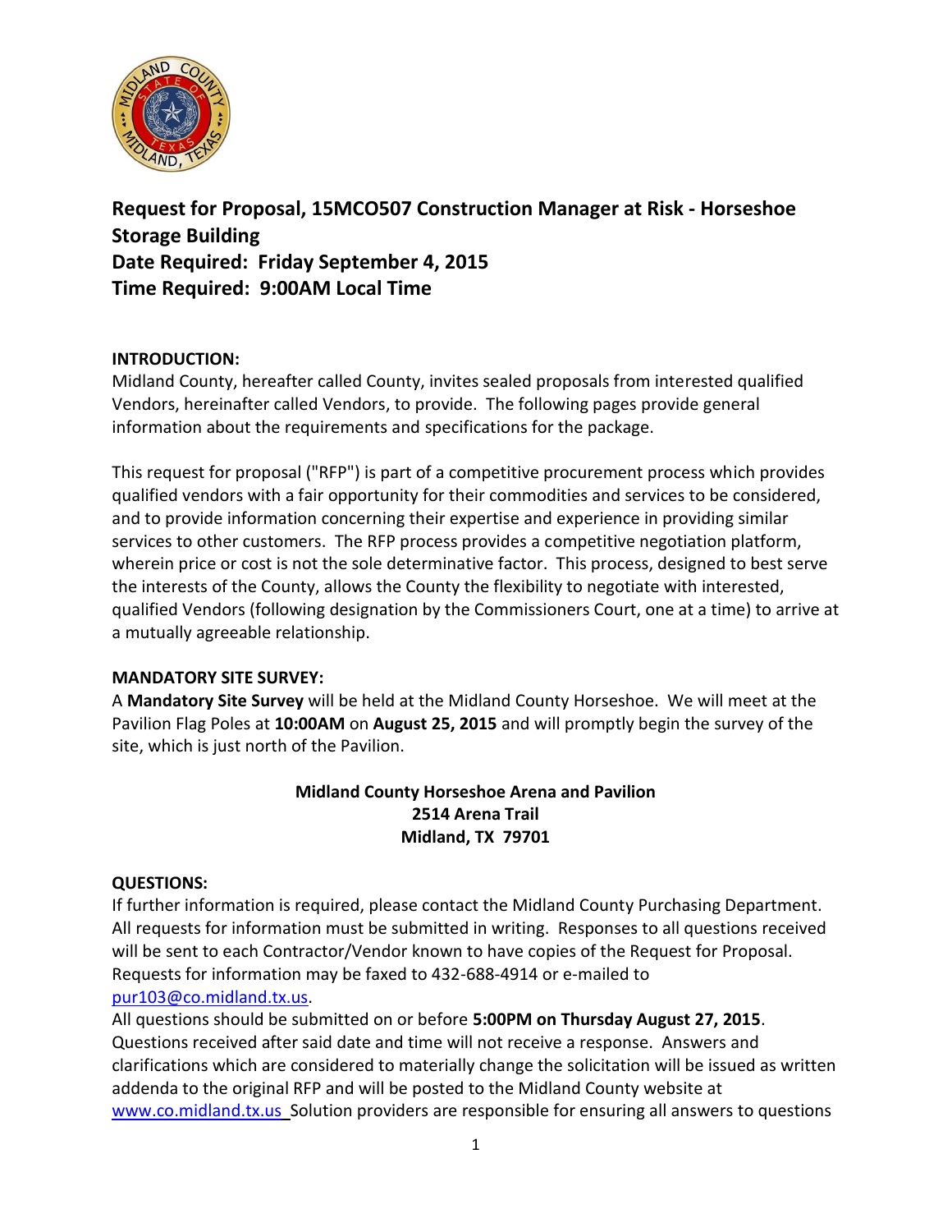# Request for Proposal, 15MCO507 Construction Manager at Risk - Horseshoe Storage Building
## Date Required: Friday September 4, 2015
## Time Required: 9:00AM Local Time

**INTRODUCTION:**
Midland County, hereafter called County, invites sealed proposals from interested qualified Vendors, hereinafter called Vendors, to provide. The following pages provide general information about the requirements and specifications for the package.

This request for proposal ("RFP") is part of a competitive procurement process which provides qualified vendors with a fair opportunity for their commodities and services to be considered, and to provide information concerning their expertise and experience in providing similar services to other customers. The RFP process provides a competitive negotiation platform, wherein price or cost is not the sole determinative factor. This process, designed to best serve the interests of the County, allows the County the flexibility to negotiate with interested, qualified Vendors (following designation by the Commissioners Court, one at a time) to arrive at a mutually agreeable relationship.

**MANDATORY SITE SURVEY:**
A **Mandatory Site Survey** will be held at the Midland County Horseshoe. We will meet at the Pavilion Flag Poles at **10:00AM** on **August 25, 2015** and will promptly begin the survey of the site, which is just north of the Pavilion.

**Midland County Horseshoe Arena and Pavilion**
**2514 Arena Trail**
**Midland, TX 79701**

**QUESTIONS:**
If further information is required, please contact the Midland County Purchasing Department. All requests for information must be submitted in writing. Responses to all questions received will be sent to each Contractor/Vendor known to have copies of the Request for Proposal. Requests for information may be faxed to 432-688-4914 or e-mailed to pur103@co.midland.tx.us.
All questions should be submitted on or before **5:00PM on Thursday August 27, 2015**. Questions received after said date and time will not receive a response. Answers and clarifications which are considered to materially change the solicitation will be issued as written addenda to the original RFP and will be posted to the Midland County website at www.co.midland.tx.us Solution providers are responsible for ensuring all answers to questions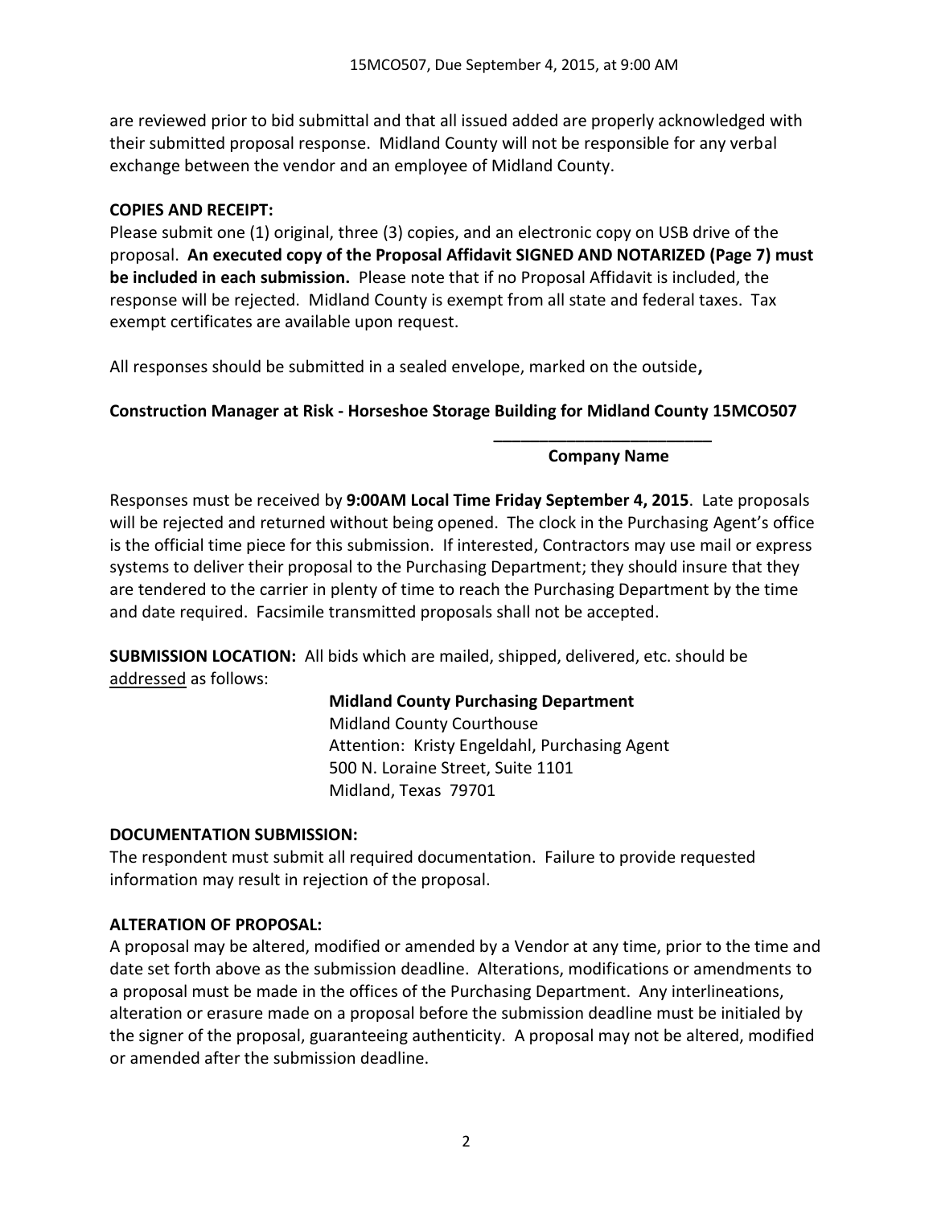are reviewed prior to bid submittal and that all issued added are properly acknowledged with their submitted proposal response. Midland County will not be responsible for any verbal exchange between the vendor and an employee of Midland County.

**COPIES AND RECEIPT:**

Please submit one (1) original, three (3) copies, and an electronic copy on USB drive of the proposal. **An executed copy of the Proposal Affidavit SIGNED AND NOTARIZED (Page 7) must be included in each submission.** Please note that if no Proposal Affidavit is included, the response will be rejected. Midland County is exempt from all state and federal taxes. Tax exempt certificates are available upon request.

All responses should be submitted in a sealed envelope, marked on the outside**,**

**Construction Manager at Risk - Horseshoe Storage Building for Midland County 15MCO507**

**________________________**

**Company Name**

Responses must be received by **9:00AM Local Time Friday September 4, 2015**. Late proposals will be rejected and returned without being opened. The clock in the Purchasing Agent's office is the official time piece for this submission. If interested, Contractors may use mail or express systems to deliver their proposal to the Purchasing Department; they should insure that they are tendered to the carrier in plenty of time to reach the Purchasing Department by the time and date required. Facsimile transmitted proposals shall not be accepted.

**SUBMISSION LOCATION:** All bids which are mailed, shipped, delivered, etc. should be addressed as follows:

**Midland County Purchasing Department**
Midland County Courthouse
Attention: Kristy Engeldahl, Purchasing Agent
500 N. Loraine Street, Suite 1101
Midland, Texas 79701

**DOCUMENTATION SUBMISSION:**

The respondent must submit all required documentation. Failure to provide requested information may result in rejection of the proposal.

**ALTERATION OF PROPOSAL:**

A proposal may be altered, modified or amended by a Vendor at any time, prior to the time and date set forth above as the submission deadline. Alterations, modifications or amendments to a proposal must be made in the offices of the Purchasing Department. Any interlineations, alteration or erasure made on a proposal before the submission deadline must be initialed by the signer of the proposal, guaranteeing authenticity. A proposal may not be altered, modified or amended after the submission deadline.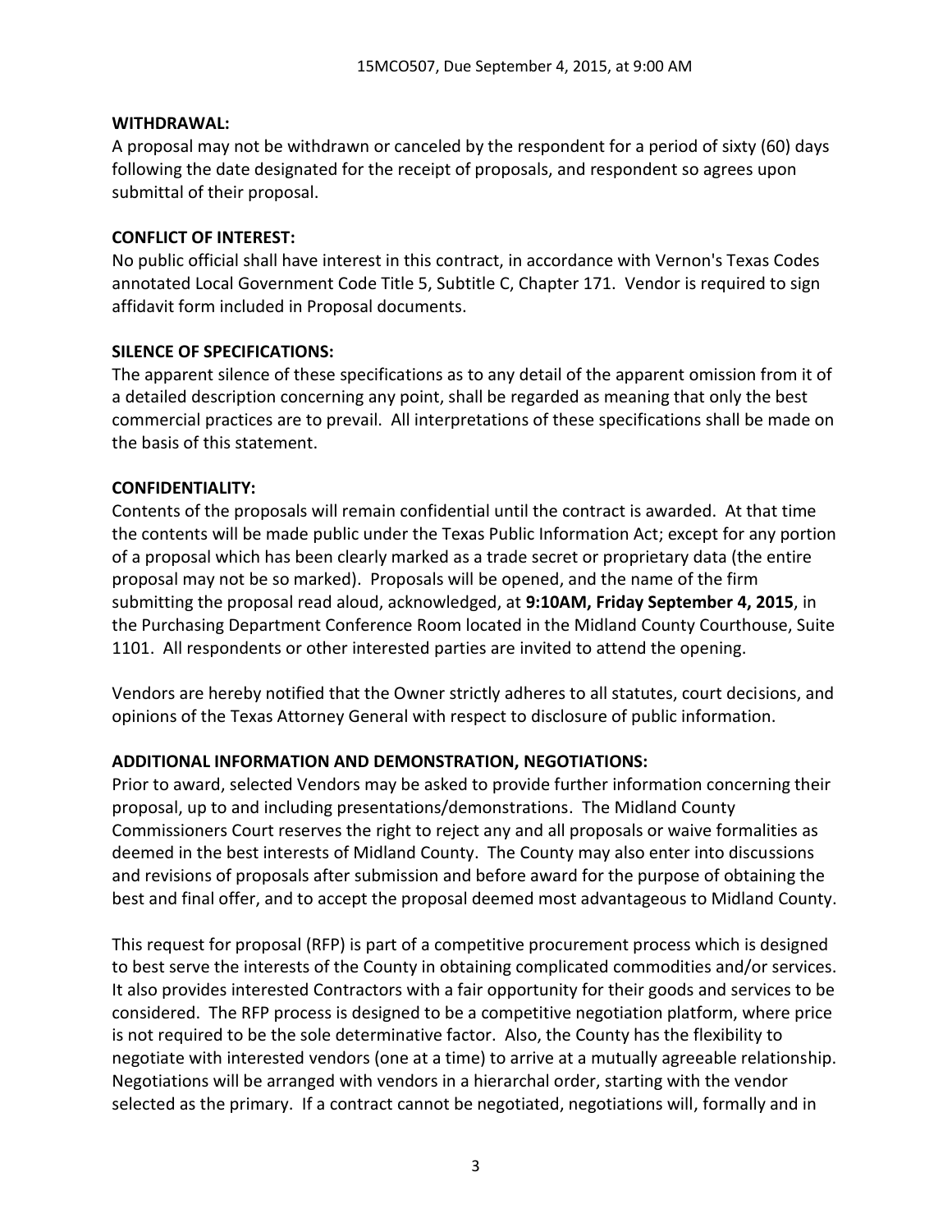**WITHDRAWAL:**

A proposal may not be withdrawn or canceled by the respondent for a period of sixty (60) days following the date designated for the receipt of proposals, and respondent so agrees upon submittal of their proposal.

**CONFLICT OF INTEREST:**

No public official shall have interest in this contract, in accordance with Vernon's Texas Codes annotated Local Government Code Title 5, Subtitle C, Chapter 171. Vendor is required to sign affidavit form included in Proposal documents.

**SILENCE OF SPECIFICATIONS:**

The apparent silence of these specifications as to any detail of the apparent omission from it of a detailed description concerning any point, shall be regarded as meaning that only the best commercial practices are to prevail. All interpretations of these specifications shall be made on the basis of this statement.

**CONFIDENTIALITY:**

Contents of the proposals will remain confidential until the contract is awarded. At that time the contents will be made public under the Texas Public Information Act; except for any portion of a proposal which has been clearly marked as a trade secret or proprietary data (the entire proposal may not be so marked). Proposals will be opened, and the name of the firm submitting the proposal read aloud, acknowledged, at **9:10AM, Friday September 4, 2015**, in the Purchasing Department Conference Room located in the Midland County Courthouse, Suite 1101. All respondents or other interested parties are invited to attend the opening.

Vendors are hereby notified that the Owner strictly adheres to all statutes, court decisions, and opinions of the Texas Attorney General with respect to disclosure of public information.

**ADDITIONAL INFORMATION AND DEMONSTRATION, NEGOTIATIONS:**

Prior to award, selected Vendors may be asked to provide further information concerning their proposal, up to and including presentations/demonstrations. The Midland County Commissioners Court reserves the right to reject any and all proposals or waive formalities as deemed in the best interests of Midland County. The County may also enter into discussions and revisions of proposals after submission and before award for the purpose of obtaining the best and final offer, and to accept the proposal deemed most advantageous to Midland County.

This request for proposal (RFP) is part of a competitive procurement process which is designed to best serve the interests of the County in obtaining complicated commodities and/or services. It also provides interested Contractors with a fair opportunity for their goods and services to be considered. The RFP process is designed to be a competitive negotiation platform, where price is not required to be the sole determinative factor. Also, the County has the flexibility to negotiate with interested vendors (one at a time) to arrive at a mutually agreeable relationship. Negotiations will be arranged with vendors in a hierarchal order, starting with the vendor selected as the primary. If a contract cannot be negotiated, negotiations will, formally and in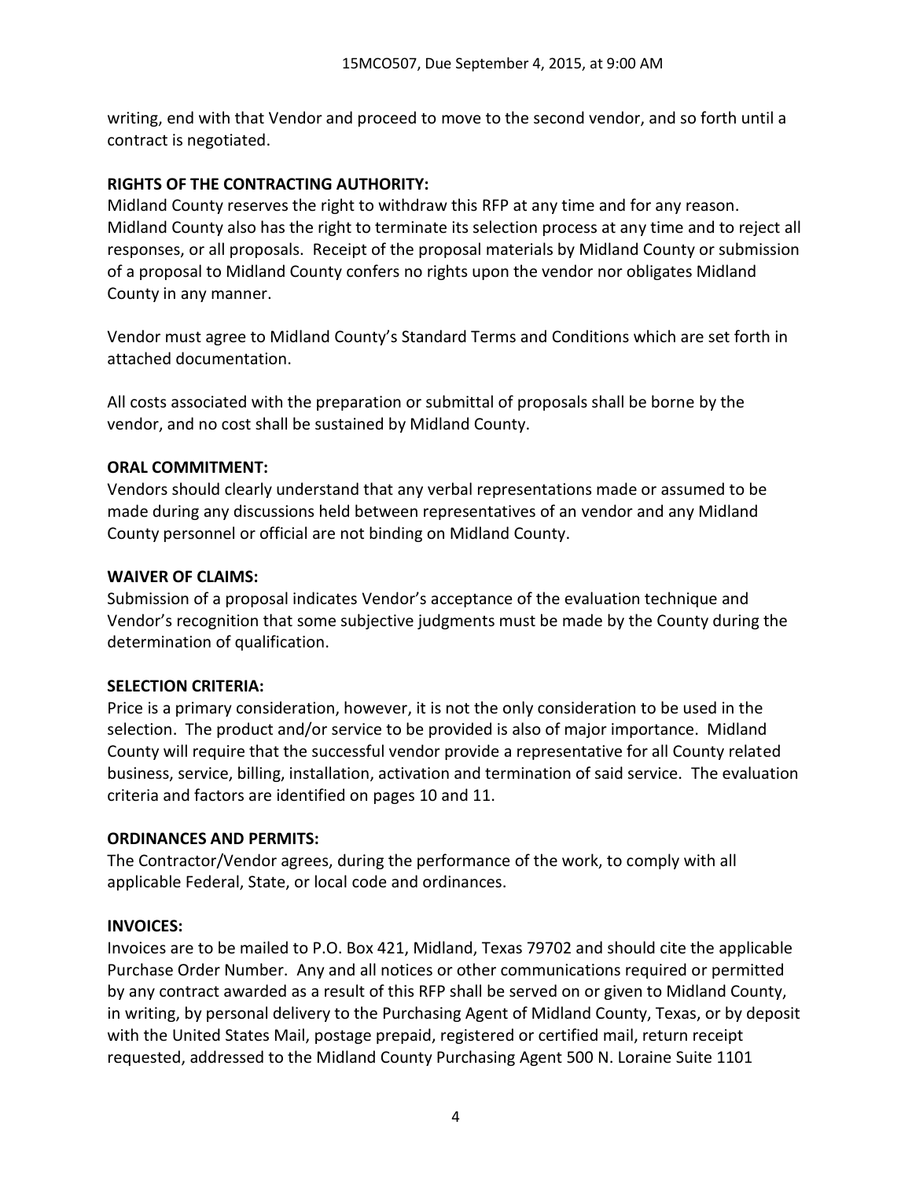writing, end with that Vendor and proceed to move to the second vendor, and so forth until a contract is negotiated.

**RIGHTS OF THE CONTRACTING AUTHORITY:**

Midland County reserves the right to withdraw this RFP at any time and for any reason. Midland County also has the right to terminate its selection process at any time and to reject all responses, or all proposals. Receipt of the proposal materials by Midland County or submission of a proposal to Midland County confers no rights upon the vendor nor obligates Midland County in any manner.

Vendor must agree to Midland County's Standard Terms and Conditions which are set forth in attached documentation.

All costs associated with the preparation or submittal of proposals shall be borne by the vendor, and no cost shall be sustained by Midland County.

**ORAL COMMITMENT:**

Vendors should clearly understand that any verbal representations made or assumed to be made during any discussions held between representatives of an vendor and any Midland County personnel or official are not binding on Midland County.

**WAIVER OF CLAIMS:**

Submission of a proposal indicates Vendor's acceptance of the evaluation technique and Vendor's recognition that some subjective judgments must be made by the County during the determination of qualification.

**SELECTION CRITERIA:**

Price is a primary consideration, however, it is not the only consideration to be used in the selection. The product and/or service to be provided is also of major importance. Midland County will require that the successful vendor provide a representative for all County related business, service, billing, installation, activation and termination of said service. The evaluation criteria and factors are identified on pages 10 and 11.

**ORDINANCES AND PERMITS:**

The Contractor/Vendor agrees, during the performance of the work, to comply with all applicable Federal, State, or local code and ordinances.

**INVOICES:**

Invoices are to be mailed to P.O. Box 421, Midland, Texas 79702 and should cite the applicable Purchase Order Number. Any and all notices or other communications required or permitted by any contract awarded as a result of this RFP shall be served on or given to Midland County, in writing, by personal delivery to the Purchasing Agent of Midland County, Texas, or by deposit with the United States Mail, postage prepaid, registered or certified mail, return receipt requested, addressed to the Midland County Purchasing Agent 500 N. Loraine Suite 1101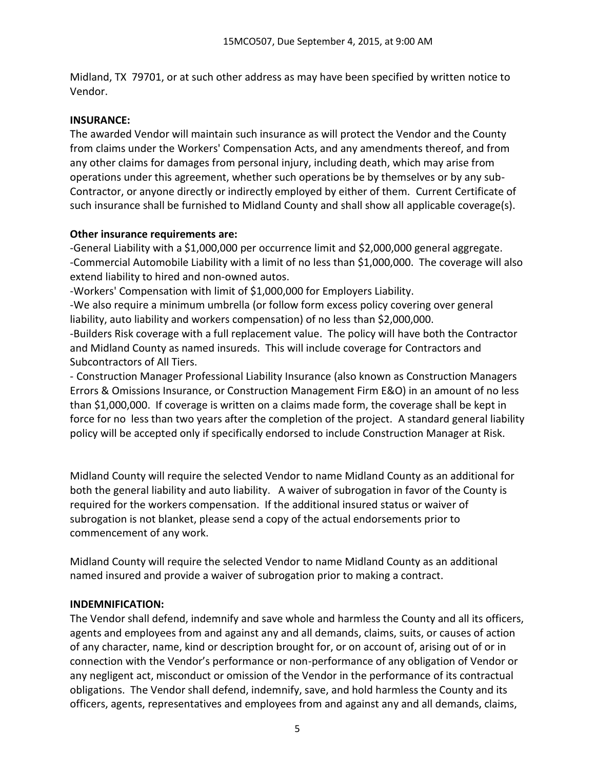Midland, TX 79701, or at such other address as may have been specified by written notice to Vendor.

**INSURANCE:**
The awarded Vendor will maintain such insurance as will protect the Vendor and the County from claims under the Workers' Compensation Acts, and any amendments thereof, and from any other claims for damages from personal injury, including death, which may arise from operations under this agreement, whether such operations be by themselves or by any sub-Contractor, or anyone directly or indirectly employed by either of them. Current Certificate of such insurance shall be furnished to Midland County and shall show all applicable coverage(s).

**Other insurance requirements are:**
-General Liability with a $1,000,000 per occurrence limit and $2,000,000 general aggregate.
-Commercial Automobile Liability with a limit of no less than $1,000,000. The coverage will also extend liability to hired and non-owned autos.
-Workers' Compensation with limit of $1,000,000 for Employers Liability.
-We also require a minimum umbrella (or follow form excess policy covering over general liability, auto liability and workers compensation) of no less than $2,000,000.
-Builders Risk coverage with a full replacement value. The policy will have both the Contractor and Midland County as named insureds. This will include coverage for Contractors and Subcontractors of All Tiers.
- Construction Manager Professional Liability Insurance (also known as Construction Managers Errors & Omissions Insurance, or Construction Management Firm E&O) in an amount of no less than $1,000,000. If coverage is written on a claims made form, the coverage shall be kept in force for no less than two years after the completion of the project. A standard general liability policy will be accepted only if specifically endorsed to include Construction Manager at Risk.

Midland County will require the selected Vendor to name Midland County as an additional for both the general liability and auto liability. A waiver of subrogation in favor of the County is required for the workers compensation. If the additional insured status or waiver of subrogation is not blanket, please send a copy of the actual endorsements prior to commencement of any work.

Midland County will require the selected Vendor to name Midland County as an additional named insured and provide a waiver of subrogation prior to making a contract.

**INDEMNIFICATION:**
The Vendor shall defend, indemnify and save whole and harmless the County and all its officers, agents and employees from and against any and all demands, claims, suits, or causes of action of any character, name, kind or description brought for, or on account of, arising out of or in connection with the Vendor's performance or non-performance of any obligation of Vendor or any negligent act, misconduct or omission of the Vendor in the performance of its contractual obligations. The Vendor shall defend, indemnify, save, and hold harmless the County and its officers, agents, representatives and employees from and against any and all demands, claims,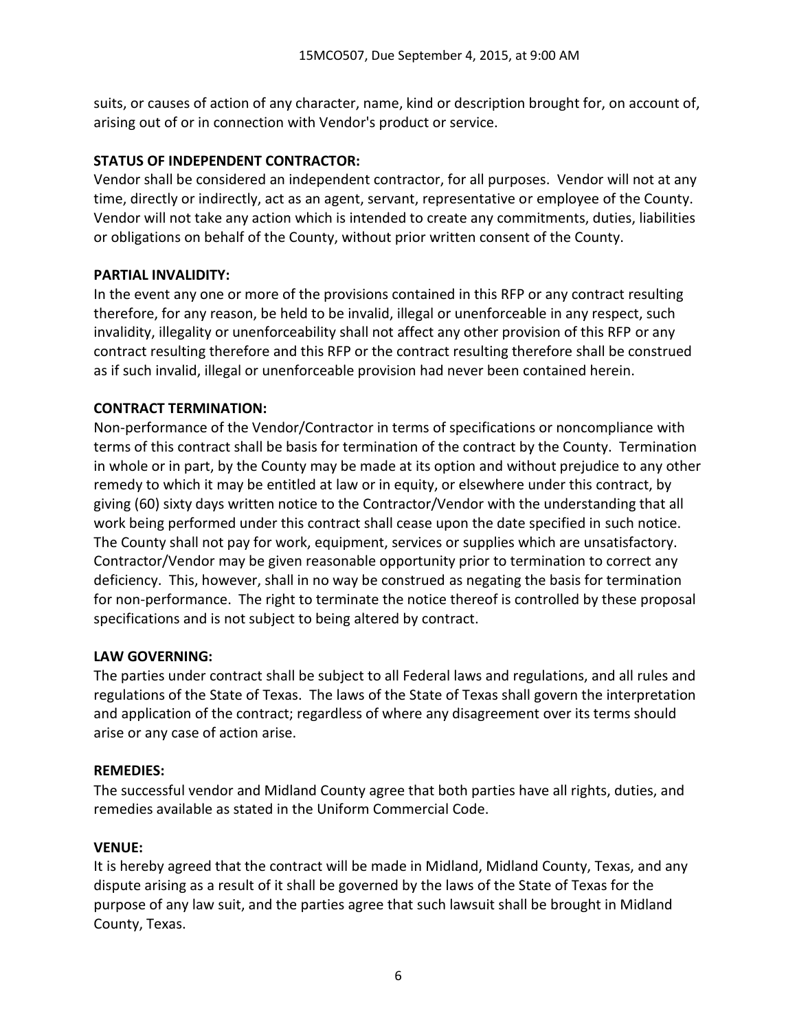suits, or causes of action of any character, name, kind or description brought for, on account of, arising out of or in connection with Vendor's product or service.

**STATUS OF INDEPENDENT CONTRACTOR:**
Vendor shall be considered an independent contractor, for all purposes. Vendor will not at any time, directly or indirectly, act as an agent, servant, representative or employee of the County. Vendor will not take any action which is intended to create any commitments, duties, liabilities or obligations on behalf of the County, without prior written consent of the County.

**PARTIAL INVALIDITY:**
In the event any one or more of the provisions contained in this RFP or any contract resulting therefore, for any reason, be held to be invalid, illegal or unenforceable in any respect, such invalidity, illegality or unenforceability shall not affect any other provision of this RFP or any contract resulting therefore and this RFP or the contract resulting therefore shall be construed as if such invalid, illegal or unenforceable provision had never been contained herein.

**CONTRACT TERMINATION:**
Non-performance of the Vendor/Contractor in terms of specifications or noncompliance with terms of this contract shall be basis for termination of the contract by the County. Termination in whole or in part, by the County may be made at its option and without prejudice to any other remedy to which it may be entitled at law or in equity, or elsewhere under this contract, by giving (60) sixty days written notice to the Contractor/Vendor with the understanding that all work being performed under this contract shall cease upon the date specified in such notice. The County shall not pay for work, equipment, services or supplies which are unsatisfactory. Contractor/Vendor may be given reasonable opportunity prior to termination to correct any deficiency. This, however, shall in no way be construed as negating the basis for termination for non-performance. The right to terminate the notice thereof is controlled by these proposal specifications and is not subject to being altered by contract.

**LAW GOVERNING:**
The parties under contract shall be subject to all Federal laws and regulations, and all rules and regulations of the State of Texas. The laws of the State of Texas shall govern the interpretation and application of the contract; regardless of where any disagreement over its terms should arise or any case of action arise.

**REMEDIES:**
The successful vendor and Midland County agree that both parties have all rights, duties, and remedies available as stated in the Uniform Commercial Code.

**VENUE:**
It is hereby agreed that the contract will be made in Midland, Midland County, Texas, and any dispute arising as a result of it shall be governed by the laws of the State of Texas for the purpose of any law suit, and the parties agree that such lawsuit shall be brought in Midland County, Texas.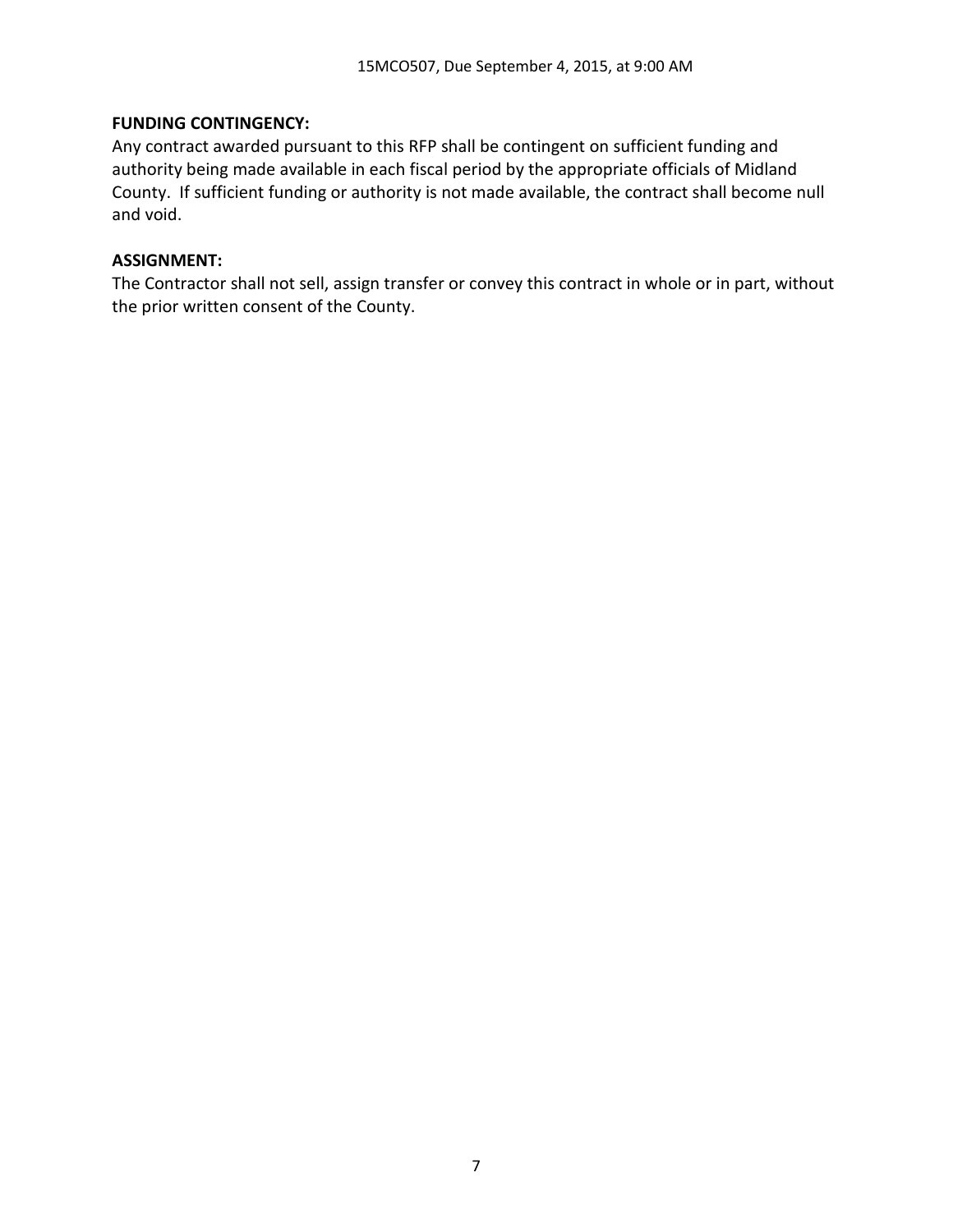**FUNDING CONTINGENCY:**
Any contract awarded pursuant to this RFP shall be contingent on sufficient funding and authority being made available in each fiscal period by the appropriate officials of Midland County. If sufficient funding or authority is not made available, the contract shall become null and void.

**ASSIGNMENT:**
The Contractor shall not sell, assign transfer or convey this contract in whole or in part, without the prior written consent of the County.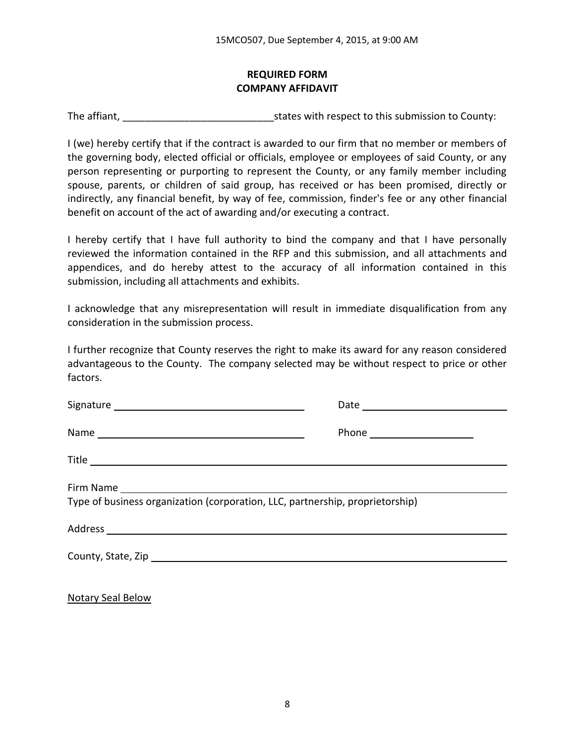## REQUIRED FORM
## COMPANY AFFIDAVIT

The affiant, ___________________________states with respect to this submission to County:

I (we) hereby certify that if the contract is awarded to our firm that no member or members of the governing body, elected official or officials, employee or employees of said County, or any person representing or purporting to represent the County, or any family member including spouse, parents, or children of said group, has received or has been promised, directly or indirectly, any financial benefit, by way of fee, commission, finder's fee or any other financial benefit on account of the act of awarding and/or executing a contract.

I hereby certify that I have full authority to bind the company and that I have personally reviewed the information contained in the RFP and this submission, and all attachments and appendices, and do hereby attest to the accuracy of all information contained in this submission, including all attachments and exhibits.

I acknowledge that any misrepresentation will result in immediate disqualification from any consideration in the submission process.

I further recognize that County reserves the right to make its award for any reason considered advantageous to the County. The company selected may be without respect to price or other factors.

Signature ___________________________________ Date ___________________________

Name _____________________________________ Phone ___________________

Title ______________________________________________________________________

Firm Name _________________________________________________________________

Type of business organization (corporation, LLC, partnership, proprietorship)

Address ____________________________________________________________________

County, State, Zip ___________________________________________________________

Notary Seal Below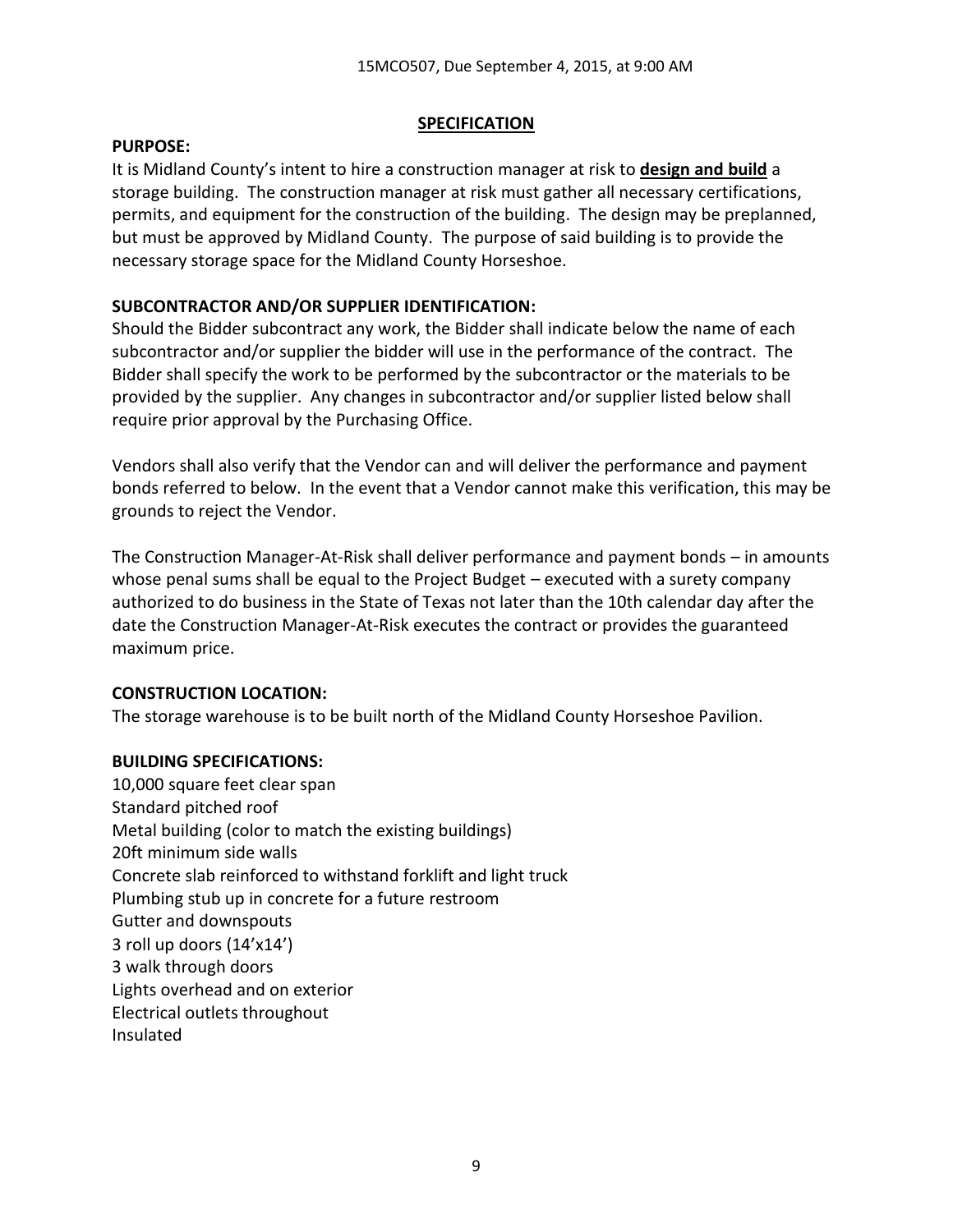## SPECIFICATION

**PURPOSE:**

It is Midland County's intent to hire a construction manager at risk to **design and build** a storage building. The construction manager at risk must gather all necessary certifications, permits, and equipment for the construction of the building. The design may be preplanned, but must be approved by Midland County. The purpose of said building is to provide the necessary storage space for the Midland County Horseshoe.

**SUBCONTRACTOR AND/OR SUPPLIER IDENTIFICATION:**

Should the Bidder subcontract any work, the Bidder shall indicate below the name of each subcontractor and/or supplier the bidder will use in the performance of the contract. The Bidder shall specify the work to be performed by the subcontractor or the materials to be provided by the supplier. Any changes in subcontractor and/or supplier listed below shall require prior approval by the Purchasing Office.

Vendors shall also verify that the Vendor can and will deliver the performance and payment bonds referred to below. In the event that a Vendor cannot make this verification, this may be grounds to reject the Vendor.

The Construction Manager-At-Risk shall deliver performance and payment bonds – in amounts whose penal sums shall be equal to the Project Budget – executed with a surety company authorized to do business in the State of Texas not later than the 10th calendar day after the date the Construction Manager-At-Risk executes the contract or provides the guaranteed maximum price.

**CONSTRUCTION LOCATION:**

The storage warehouse is to be built north of the Midland County Horseshoe Pavilion.

**BUILDING SPECIFICATIONS:**

10,000 square feet clear span
Standard pitched roof
Metal building (color to match the existing buildings)
20ft minimum side walls
Concrete slab reinforced to withstand forklift and light truck
Plumbing stub up in concrete for a future restroom
Gutter and downspouts
3 roll up doors (14'x14')
3 walk through doors
Lights overhead and on exterior
Electrical outlets throughout
Insulated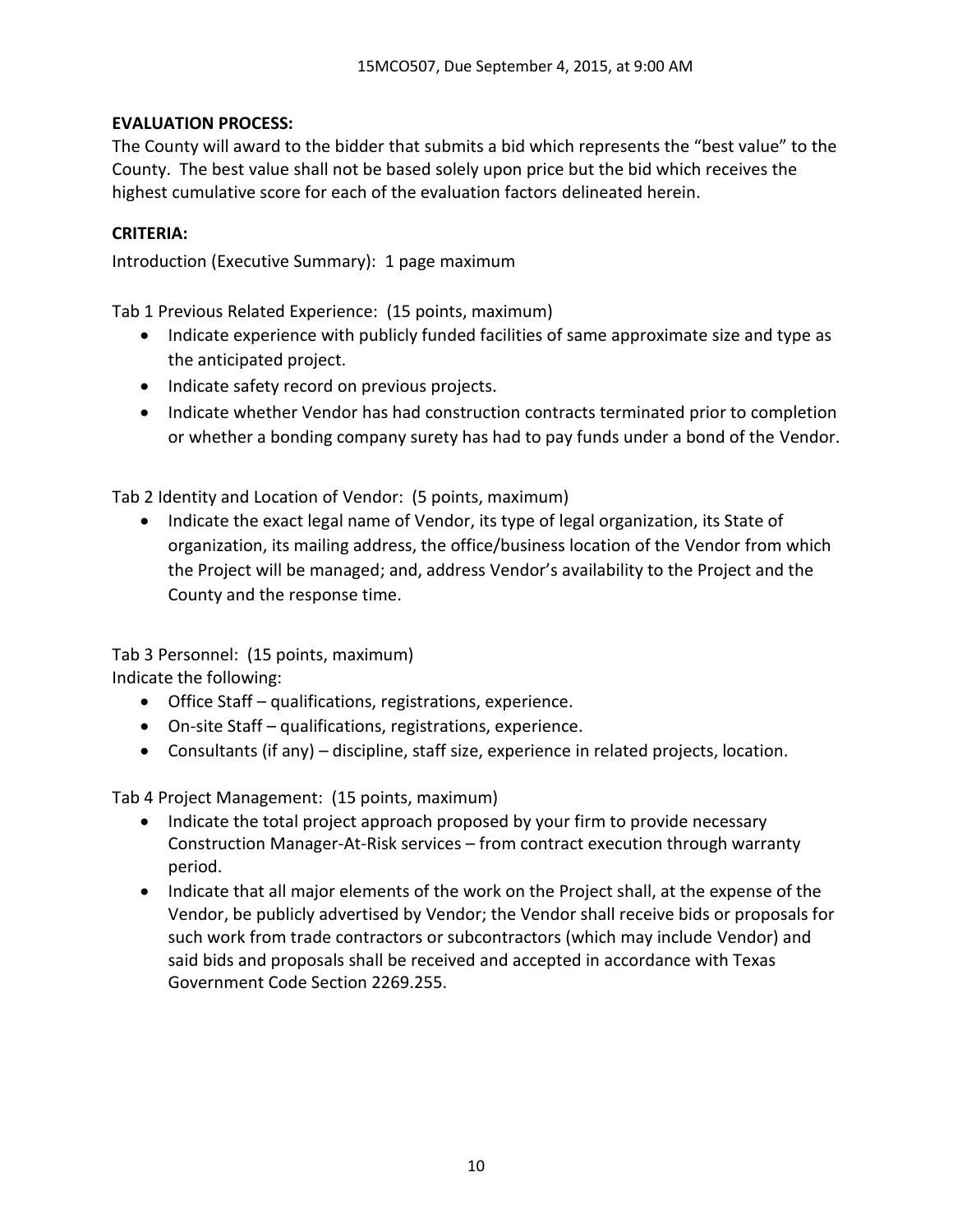**EVALUATION PROCESS:**

The County will award to the bidder that submits a bid which represents the "best value" to the County. The best value shall not be based solely upon price but the bid which receives the highest cumulative score for each of the evaluation factors delineated herein.

**CRITERIA:**

Introduction (Executive Summary): 1 page maximum

Tab 1 Previous Related Experience: (15 points, maximum)

- Indicate experience with publicly funded facilities of same approximate size and type as the anticipated project.
- Indicate safety record on previous projects.
- Indicate whether Vendor has had construction contracts terminated prior to completion or whether a bonding company surety has had to pay funds under a bond of the Vendor.

Tab 2 Identity and Location of Vendor: (5 points, maximum)

- Indicate the exact legal name of Vendor, its type of legal organization, its State of organization, its mailing address, the office/business location of the Vendor from which the Project will be managed; and, address Vendor's availability to the Project and the County and the response time.

Tab 3 Personnel: (15 points, maximum)

Indicate the following:

- Office Staff – qualifications, registrations, experience.
- On-site Staff – qualifications, registrations, experience.
- Consultants (if any) – discipline, staff size, experience in related projects, location.

Tab 4 Project Management: (15 points, maximum)

- Indicate the total project approach proposed by your firm to provide necessary Construction Manager-At-Risk services – from contract execution through warranty period.
- Indicate that all major elements of the work on the Project shall, at the expense of the Vendor, be publicly advertised by Vendor; the Vendor shall receive bids or proposals for such work from trade contractors or subcontractors (which may include Vendor) and said bids and proposals shall be received and accepted in accordance with Texas Government Code Section 2269.255.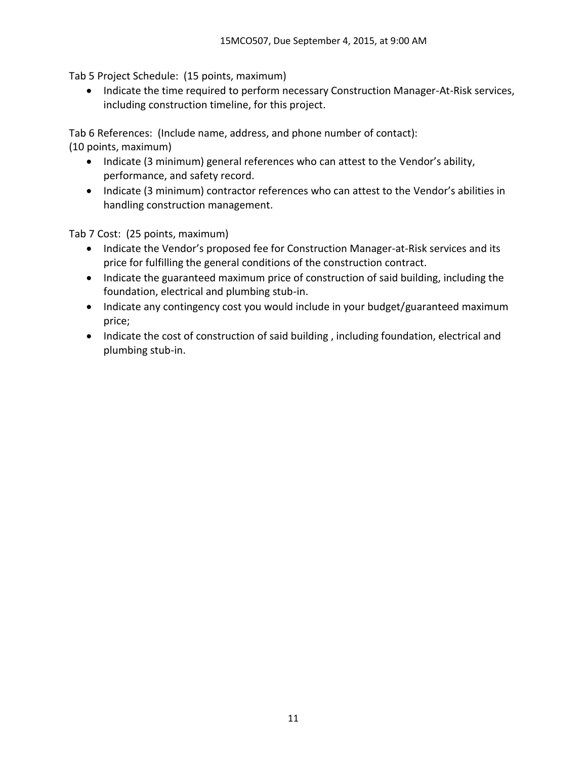Tab 5 Project Schedule: (15 points, maximum)

- Indicate the time required to perform necessary Construction Manager-At-Risk services, including construction timeline, for this project.

Tab 6 References: (Include name, address, and phone number of contact):
(10 points, maximum)

- Indicate (3 minimum) general references who can attest to the Vendor's ability, performance, and safety record.
- Indicate (3 minimum) contractor references who can attest to the Vendor's abilities in handling construction management.

Tab 7 Cost: (25 points, maximum)

- Indicate the Vendor's proposed fee for Construction Manager-at-Risk services and its price for fulfilling the general conditions of the construction contract.
- Indicate the guaranteed maximum price of construction of said building, including the foundation, electrical and plumbing stub-in.
- Indicate any contingency cost you would include in your budget/guaranteed maximum price;
- Indicate the cost of construction of said building , including foundation, electrical and plumbing stub-in.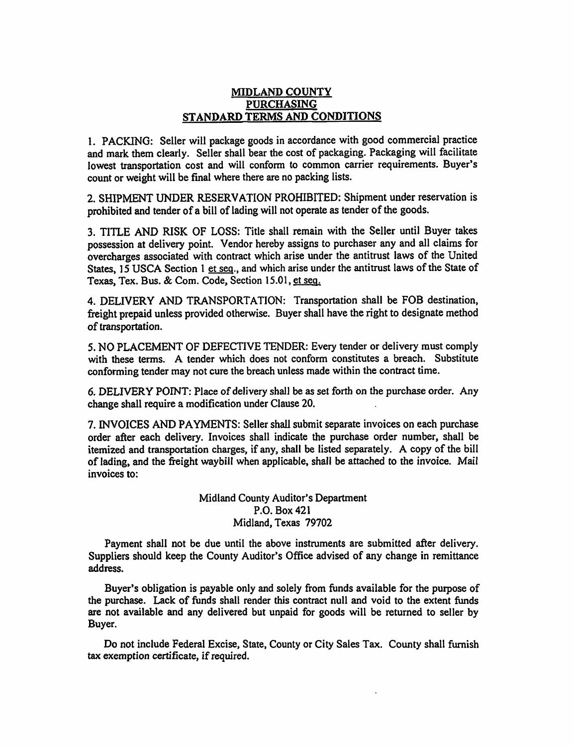# MIDLAND COUNTY
# PURCHASING
# STANDARD TERMS AND CONDITIONS

1. PACKING: Seller will package goods in accordance with good commercial practice and mark them clearly. Seller shall bear the cost of packaging. Packaging will facilitate lowest transportation cost and will conform to common carrier requirements. Buyer's count or weight will be final where there are no packing lists.

2. SHIPMENT UNDER RESERVATION PROHIBITED: Shipment under reservation is prohibited and tender of a bill of lading will not operate as tender of the goods.

3. TITLE AND RISK OF LOSS: Title shall remain with the Seller until Buyer takes possession at delivery point. Vendor hereby assigns to purchaser any and all claims for overcharges associated with contract which arise under the antitrust laws of the United States, 15 USCA Section 1 et seq., and which arise under the antitrust laws of the State of Texas, Tex. Bus. & Com. Code, Section 15.01, et seq.

4. DELIVERY AND TRANSPORTATION: Transportation shall be FOB destination, freight prepaid unless provided otherwise. Buyer shall have the right to designate method of transportation.

5. NO PLACEMENT OF DEFECTIVE TENDER: Every tender or delivery must comply with these terms. A tender which does not conform constitutes a breach. Substitute conforming tender may not cure the breach unless made within the contract time.

6. DELIVERY POINT: Place of delivery shall be as set forth on the purchase order. Any change shall require a modification under Clause 20.

7. INVOICES AND PAYMENTS: Seller shall submit separate invoices on each purchase order after each delivery. Invoices shall indicate the purchase order number, shall be itemized and transportation charges, if any, shall be listed separately. A copy of the bill of lading, and the freight waybill when applicable, shall be attached to the invoice. Mail invoices to:

Midland County Auditor's Department
P.O. Box 421
Midland, Texas 79702

Payment shall not be due until the above instruments are submitted after delivery. Suppliers should keep the County Auditor's Office advised of any change in remittance address.

Buyer's obligation is payable only and solely from funds available for the purpose of the purchase. Lack of funds shall render this contract null and void to the extent funds are not available and any delivered but unpaid for goods will be returned to seller by Buyer.

Do not include Federal Excise, State, County or City Sales Tax. County shall furnish tax exemption certificate, if required.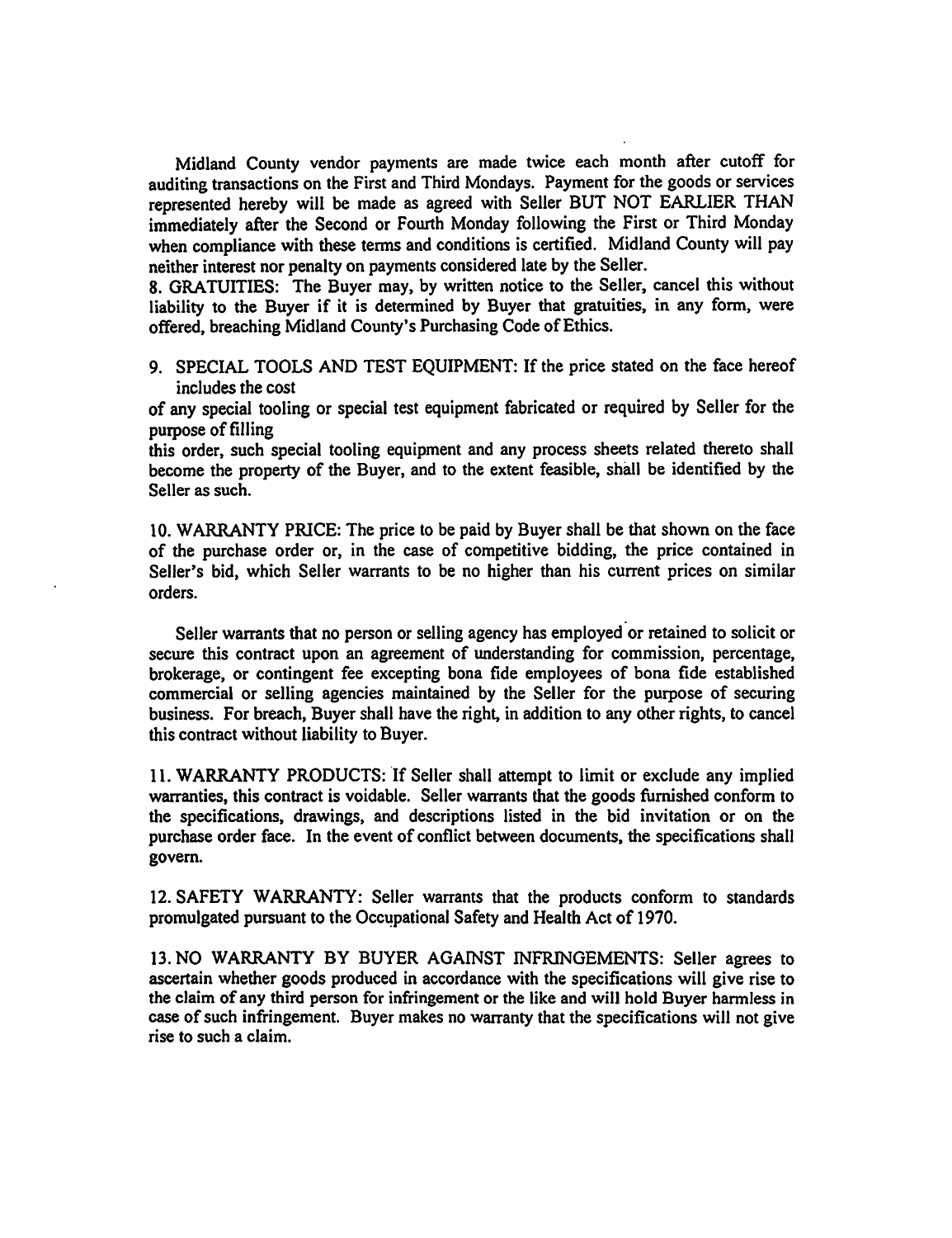Midland County vendor payments are made twice each month after cutoff for auditing transactions on the First and Third Mondays. Payment for the goods or services represented hereby will be made as agreed with Seller BUT NOT EARLIER THAN immediately after the Second or Fourth Monday following the First or Third Monday when compliance with these terms and conditions is certified. Midland County will pay neither interest nor penalty on payments considered late by the Seller.

8. GRATUITIES: The Buyer may, by written notice to the Seller, cancel this without liability to the Buyer if it is determined by Buyer that gratuities, in any form, were offered, breaching Midland County's Purchasing Code of Ethics.

9. SPECIAL TOOLS AND TEST EQUIPMENT: If the price stated on the face hereof includes the cost of any special tooling or special test equipment fabricated or required by Seller for the purpose of filling this order, such special tooling equipment and any process sheets related thereto shall become the property of the Buyer, and to the extent feasible, shall be identified by the Seller as such.

10. WARRANTY PRICE: The price to be paid by Buyer shall be that shown on the face of the purchase order or, in the case of competitive bidding, the price contained in Seller's bid, which Seller warrants to be no higher than his current prices on similar orders.

Seller warrants that no person or selling agency has employed or retained to solicit or secure this contract upon an agreement of understanding for commission, percentage, brokerage, or contingent fee excepting bona fide employees of bona fide established commercial or selling agencies maintained by the Seller for the purpose of securing business. For breach, Buyer shall have the right, in addition to any other rights, to cancel this contract without liability to Buyer.

11. WARRANTY PRODUCTS: If Seller shall attempt to limit or exclude any implied warranties, this contract is voidable. Seller warrants that the goods furnished conform to the specifications, drawings, and descriptions listed in the bid invitation or on the purchase order face. In the event of conflict between documents, the specifications shall govern.

12. SAFETY WARRANTY: Seller warrants that the products conform to standards promulgated pursuant to the Occupational Safety and Health Act of 1970.

13. NO WARRANTY BY BUYER AGAINST INFRINGEMENTS: Seller agrees to ascertain whether goods produced in accordance with the specifications will give rise to the claim of any third person for infringement or the like and will hold Buyer harmless in case of such infringement. Buyer makes no warranty that the specifications will not give rise to such a claim.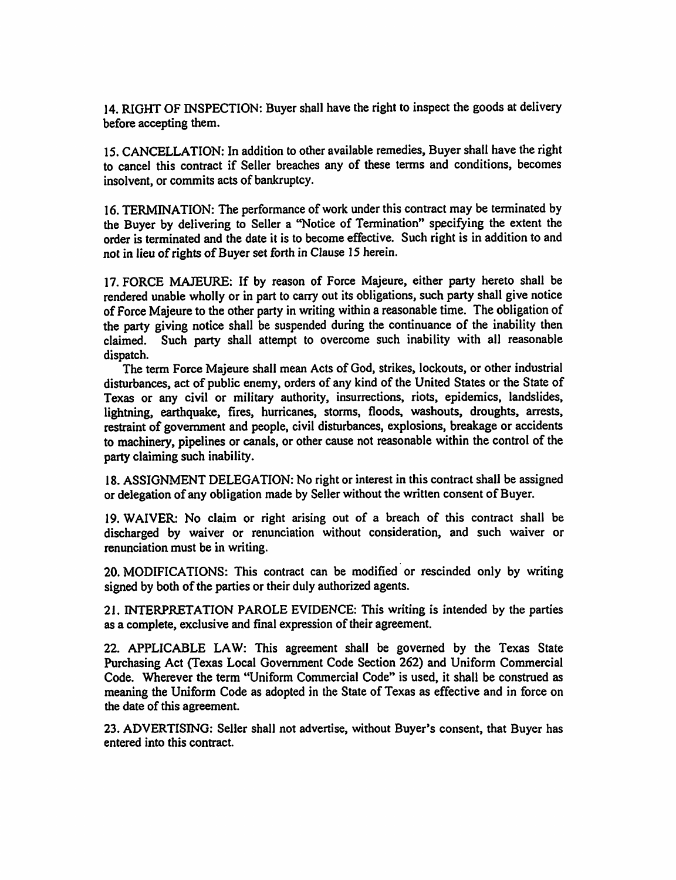14. RIGHT OF INSPECTION: Buyer shall have the right to inspect the goods at delivery before accepting them.

15. CANCELLATION: In addition to other available remedies, Buyer shall have the right to cancel this contract if Seller breaches any of these terms and conditions, becomes insolvent, or commits acts of bankruptcy.

16. TERMINATION: The performance of work under this contract may be terminated by the Buyer by delivering to Seller a "Notice of Termination" specifying the extent the order is terminated and the date it is to become effective. Such right is in addition to and not in lieu of rights of Buyer set forth in Clause 15 herein.

17. FORCE MAJEURE: If by reason of Force Majeure, either party hereto shall be rendered unable wholly or in part to carry out its obligations, such party shall give notice of Force Majeure to the other party in writing within a reasonable time. The obligation of the party giving notice shall be suspended during the continuance of the inability then claimed. Such party shall attempt to overcome such inability with all reasonable dispatch.

The term Force Majeure shall mean Acts of God, strikes, lockouts, or other industrial disturbances, act of public enemy, orders of any kind of the United States or the State of Texas or any civil or military authority, insurrections, riots, epidemics, landslides, lightning, earthquake, fires, hurricanes, storms, floods, washouts, droughts, arrests, restraint of government and people, civil disturbances, explosions, breakage or accidents to machinery, pipelines or canals, or other cause not reasonable within the control of the party claiming such inability.

18. ASSIGNMENT DELEGATION: No right or interest in this contract shall be assigned or delegation of any obligation made by Seller without the written consent of Buyer.

19. WAIVER: No claim or right arising out of a breach of this contract shall be discharged by waiver or renunciation without consideration, and such waiver or renunciation must be in writing.

20. MODIFICATIONS: This contract can be modified or rescinded only by writing signed by both of the parties or their duly authorized agents.

21. INTERPRETATION PAROLE EVIDENCE: This writing is intended by the parties as a complete, exclusive and final expression of their agreement.

22. APPLICABLE LAW: This agreement shall be governed by the Texas State Purchasing Act (Texas Local Government Code Section 262) and Uniform Commercial Code. Wherever the term "Uniform Commercial Code" is used, it shall be construed as meaning the Uniform Code as adopted in the State of Texas as effective and in force on the date of this agreement.

23. ADVERTISING: Seller shall not advertise, without Buyer's consent, that Buyer has entered into this contract.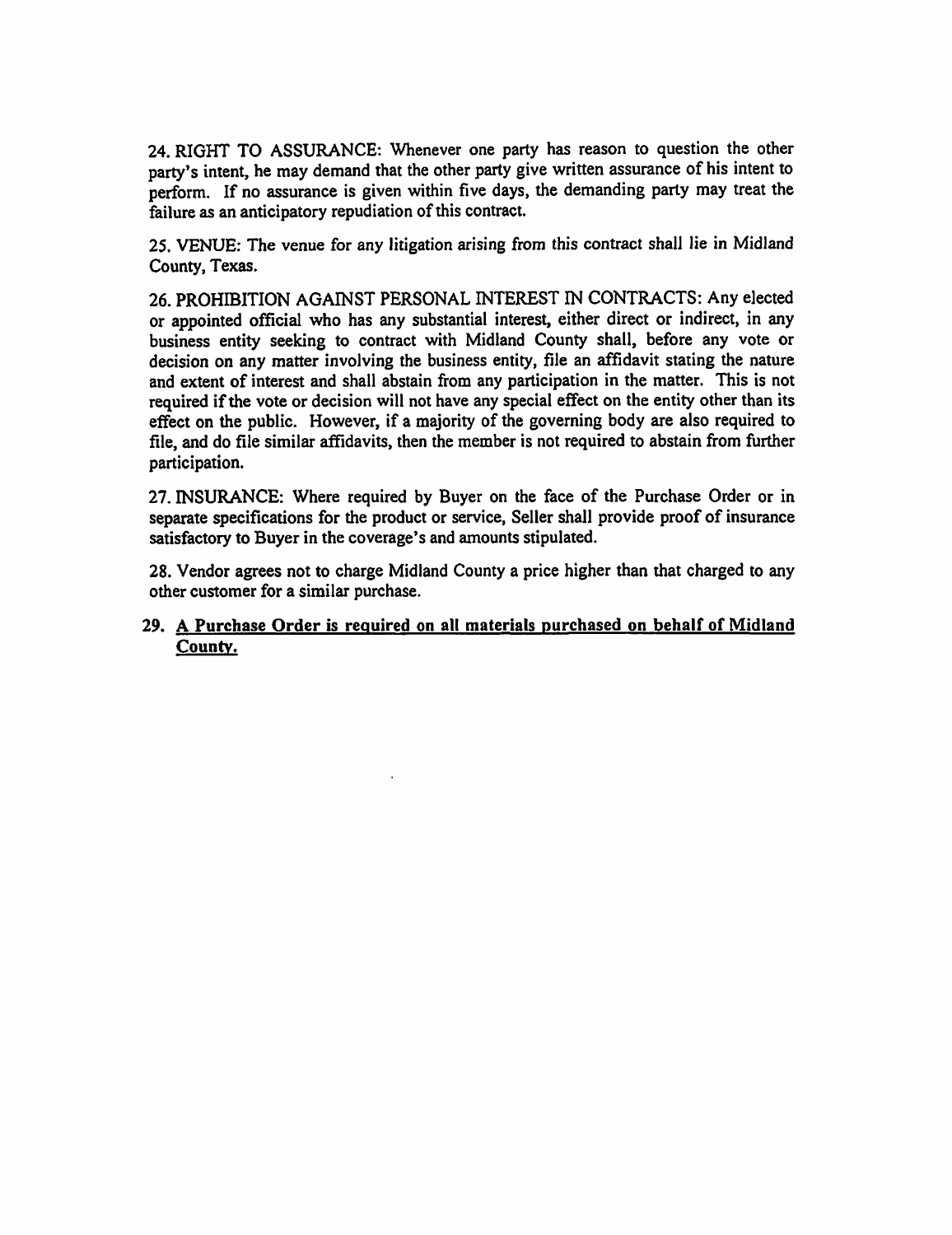24. RIGHT TO ASSURANCE: Whenever one party has reason to question the other party's intent, he may demand that the other party give written assurance of his intent to perform. If no assurance is given within five days, the demanding party may treat the failure as an anticipatory repudiation of this contract.

25. VENUE: The venue for any litigation arising from this contract shall lie in Midland County, Texas.

26. PROHIBITION AGAINST PERSONAL INTEREST IN CONTRACTS: Any elected or appointed official who has any substantial interest, either direct or indirect, in any business entity seeking to contract with Midland County shall, before any vote or decision on any matter involving the business entity, file an affidavit stating the nature and extent of interest and shall abstain from any participation in the matter. This is not required if the vote or decision will not have any special effect on the entity other than its effect on the public. However, if a majority of the governing body are also required to file, and do file similar affidavits, then the member is not required to abstain from further participation.

27. INSURANCE: Where required by Buyer on the face of the Purchase Order or in separate specifications for the product or service, Seller shall provide proof of insurance satisfactory to Buyer in the coverage's and amounts stipulated.

28. Vendor agrees not to charge Midland County a price higher than that charged to any other customer for a similar purchase.

29. **A Purchase Order is required on all materials purchased on behalf of Midland County.**